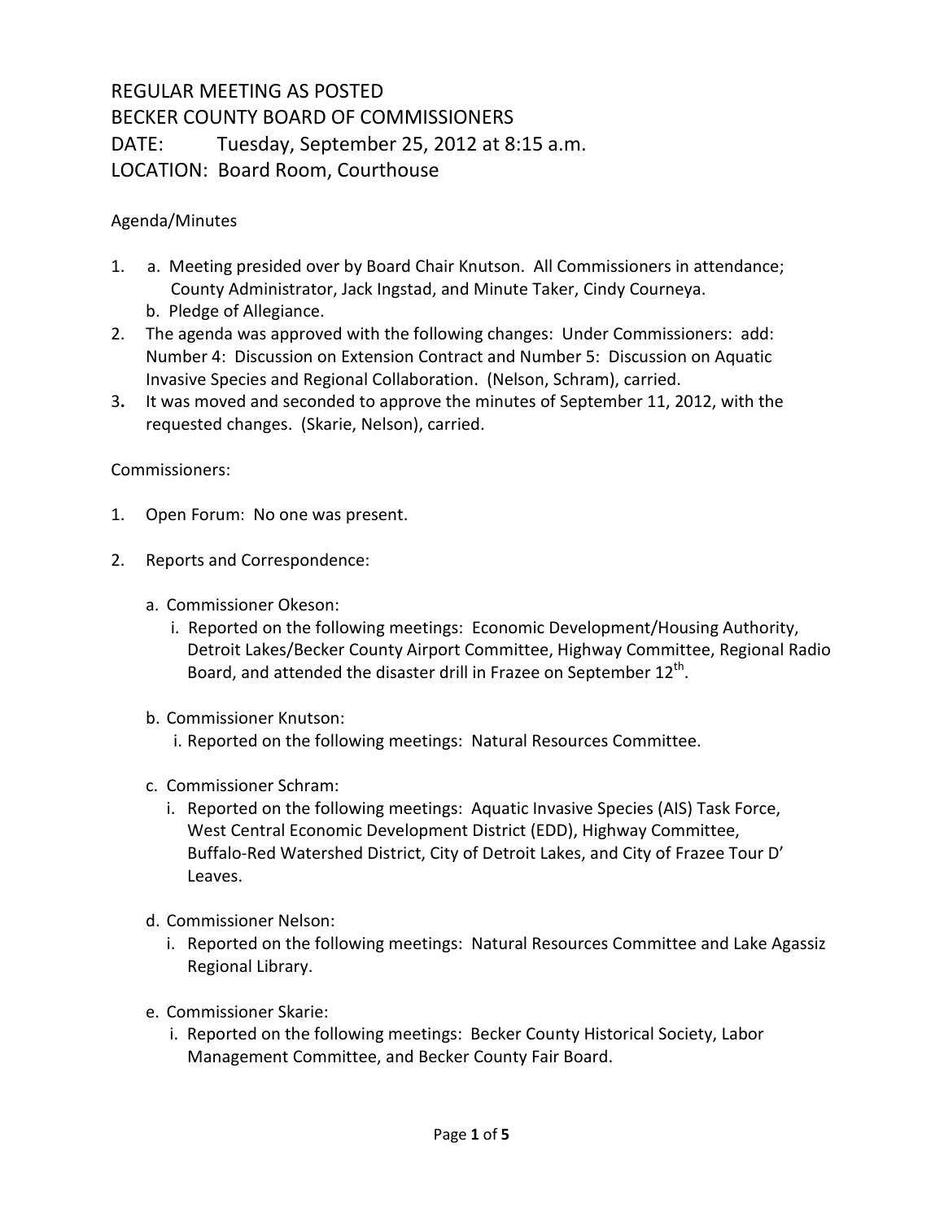# REGULAR MEETING AS POSTED
# BECKER COUNTY BOARD OF COMMISSIONERS
# DATE: Tuesday, September 25, 2012 at 8:15 a.m.
# LOCATION: Board Room, Courthouse

Agenda/Minutes

1. a. Meeting presided over by Board Chair Knutson. All Commissioners in attendance; County Administrator, Jack Ingstad, and Minute Taker, Cindy Courneya.
   b. Pledge of Allegiance.
2. The agenda was approved with the following changes: Under Commissioners: add: Number 4: Discussion on Extension Contract and Number 5: Discussion on Aquatic Invasive Species and Regional Collaboration. (Nelson, Schram), carried.
3. It was moved and seconded to approve the minutes of September 11, 2012, with the requested changes. (Skarie, Nelson), carried.

Commissioners:

1. Open Forum: No one was present.
2. Reports and Correspondence:
   a. Commissioner Okeson:
      i. Reported on the following meetings: Economic Development/Housing Authority, Detroit Lakes/Becker County Airport Committee, Highway Committee, Regional Radio Board, and attended the disaster drill in Frazee on September 12th.
   b. Commissioner Knutson:
      i. Reported on the following meetings: Natural Resources Committee.
   c. Commissioner Schram:
      i. Reported on the following meetings: Aquatic Invasive Species (AIS) Task Force, West Central Economic Development District (EDD), Highway Committee, Buffalo-Red Watershed District, City of Detroit Lakes, and City of Frazee Tour D' Leaves.
   d. Commissioner Nelson:
      i. Reported on the following meetings: Natural Resources Committee and Lake Agassiz Regional Library.
   e. Commissioner Skarie:
      i. Reported on the following meetings: Becker County Historical Society, Labor Management Committee, and Becker County Fair Board.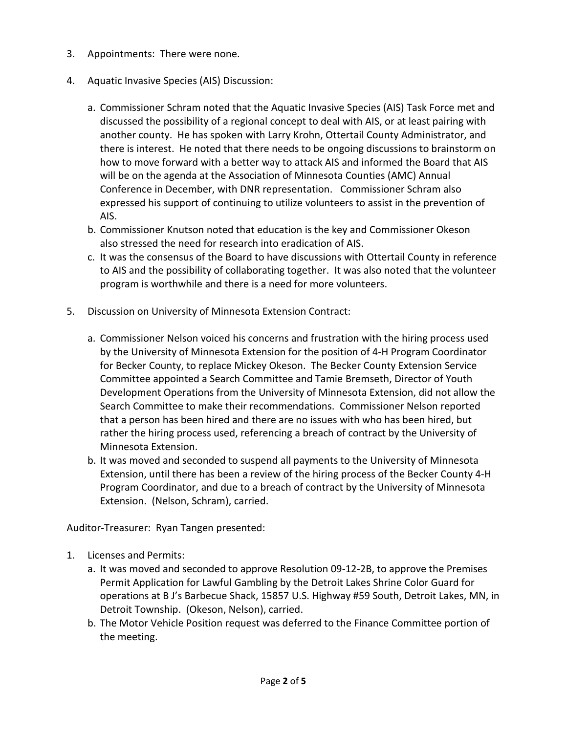3. Appointments: There were none.

4. Aquatic Invasive Species (AIS) Discussion:

   a. Commissioner Schram noted that the Aquatic Invasive Species (AIS) Task Force met and discussed the possibility of a regional concept to deal with AIS, or at least pairing with another county. He has spoken with Larry Krohn, Ottertail County Administrator, and there is interest. He noted that there needs to be ongoing discussions to brainstorm on how to move forward with a better way to attack AIS and informed the Board that AIS will be on the agenda at the Association of Minnesota Counties (AMC) Annual Conference in December, with DNR representation. Commissioner Schram also expressed his support of continuing to utilize volunteers to assist in the prevention of AIS.
   b. Commissioner Knutson noted that education is the key and Commissioner Okeson also stressed the need for research into eradication of AIS.
   c. It was the consensus of the Board to have discussions with Ottertail County in reference to AIS and the possibility of collaborating together. It was also noted that the volunteer program is worthwhile and there is a need for more volunteers.

5. Discussion on University of Minnesota Extension Contract:

   a. Commissioner Nelson voiced his concerns and frustration with the hiring process used by the University of Minnesota Extension for the position of 4-H Program Coordinator for Becker County, to replace Mickey Okeson. The Becker County Extension Service Committee appointed a Search Committee and Tamie Bremseth, Director of Youth Development Operations from the University of Minnesota Extension, did not allow the Search Committee to make their recommendations. Commissioner Nelson reported that a person has been hired and there are no issues with who has been hired, but rather the hiring process used, referencing a breach of contract by the University of Minnesota Extension.
   b. It was moved and seconded to suspend all payments to the University of Minnesota Extension, until there has been a review of the hiring process of the Becker County 4-H Program Coordinator, and due to a breach of contract by the University of Minnesota Extension. (Nelson, Schram), carried.

Auditor-Treasurer: Ryan Tangen presented:

1. Licenses and Permits:
   a. It was moved and seconded to approve Resolution 09-12-2B, to approve the Premises Permit Application for Lawful Gambling by the Detroit Lakes Shrine Color Guard for operations at B J's Barbecue Shack, 15857 U.S. Highway #59 South, Detroit Lakes, MN, in Detroit Township. (Okeson, Nelson), carried.
   b. The Motor Vehicle Position request was deferred to the Finance Committee portion of the meeting.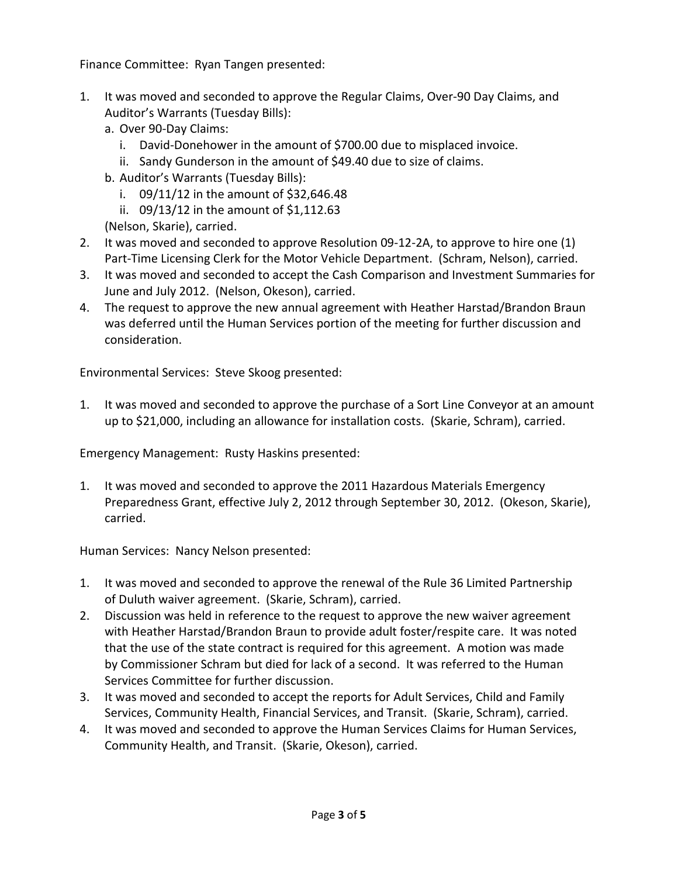Finance Committee: Ryan Tangen presented:

1. It was moved and seconded to approve the Regular Claims, Over-90 Day Claims, and Auditor's Warrants (Tuesday Bills):
   a. Over 90-Day Claims:
      i. David-Donehower in the amount of $700.00 due to misplaced invoice.
      ii. Sandy Gunderson in the amount of $49.40 due to size of claims.
   b. Auditor's Warrants (Tuesday Bills):
      i. 09/11/12 in the amount of $32,646.48
      ii. 09/13/12 in the amount of $1,112.63

   (Nelson, Skarie), carried.
2. It was moved and seconded to approve Resolution 09-12-2A, to approve to hire one (1) Part-Time Licensing Clerk for the Motor Vehicle Department. (Schram, Nelson), carried.
3. It was moved and seconded to accept the Cash Comparison and Investment Summaries for June and July 2012. (Nelson, Okeson), carried.
4. The request to approve the new annual agreement with Heather Harstad/Brandon Braun was deferred until the Human Services portion of the meeting for further discussion and consideration.

Environmental Services: Steve Skoog presented:

1. It was moved and seconded to approve the purchase of a Sort Line Conveyor at an amount up to $21,000, including an allowance for installation costs. (Skarie, Schram), carried.

Emergency Management: Rusty Haskins presented:

1. It was moved and seconded to approve the 2011 Hazardous Materials Emergency Preparedness Grant, effective July 2, 2012 through September 30, 2012. (Okeson, Skarie), carried.

Human Services: Nancy Nelson presented:

1. It was moved and seconded to approve the renewal of the Rule 36 Limited Partnership of Duluth waiver agreement. (Skarie, Schram), carried.
2. Discussion was held in reference to the request to approve the new waiver agreement with Heather Harstad/Brandon Braun to provide adult foster/respite care. It was noted that the use of the state contract is required for this agreement. A motion was made by Commissioner Schram but died for lack of a second. It was referred to the Human Services Committee for further discussion.
3. It was moved and seconded to accept the reports for Adult Services, Child and Family Services, Community Health, Financial Services, and Transit. (Skarie, Schram), carried.
4. It was moved and seconded to approve the Human Services Claims for Human Services, Community Health, and Transit. (Skarie, Okeson), carried.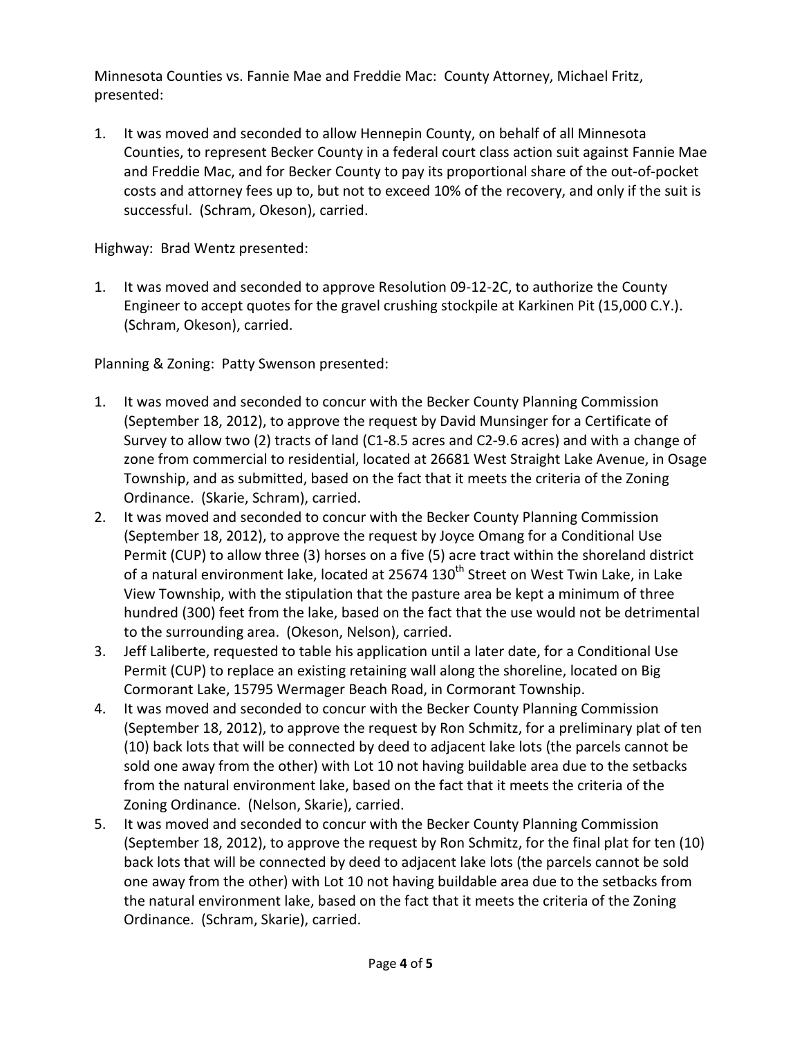Minnesota Counties vs. Fannie Mae and Freddie Mac: County Attorney, Michael Fritz, presented:

1. It was moved and seconded to allow Hennepin County, on behalf of all Minnesota Counties, to represent Becker County in a federal court class action suit against Fannie Mae and Freddie Mac, and for Becker County to pay its proportional share of the out-of-pocket costs and attorney fees up to, but not to exceed 10% of the recovery, and only if the suit is successful. (Schram, Okeson), carried.

Highway: Brad Wentz presented:

1. It was moved and seconded to approve Resolution 09-12-2C, to authorize the County Engineer to accept quotes for the gravel crushing stockpile at Karkinen Pit (15,000 C.Y.). (Schram, Okeson), carried.

Planning & Zoning: Patty Swenson presented:

1. It was moved and seconded to concur with the Becker County Planning Commission (September 18, 2012), to approve the request by David Munsinger for a Certificate of Survey to allow two (2) tracts of land (C1-8.5 acres and C2-9.6 acres) and with a change of zone from commercial to residential, located at 26681 West Straight Lake Avenue, in Osage Township, and as submitted, based on the fact that it meets the criteria of the Zoning Ordinance. (Skarie, Schram), carried.
2. It was moved and seconded to concur with the Becker County Planning Commission (September 18, 2012), to approve the request by Joyce Omang for a Conditional Use Permit (CUP) to allow three (3) horses on a five (5) acre tract within the shoreland district of a natural environment lake, located at 25674 130th Street on West Twin Lake, in Lake View Township, with the stipulation that the pasture area be kept a minimum of three hundred (300) feet from the lake, based on the fact that the use would not be detrimental to the surrounding area. (Okeson, Nelson), carried.
3. Jeff Laliberte, requested to table his application until a later date, for a Conditional Use Permit (CUP) to replace an existing retaining wall along the shoreline, located on Big Cormorant Lake, 15795 Wermager Beach Road, in Cormorant Township.
4. It was moved and seconded to concur with the Becker County Planning Commission (September 18, 2012), to approve the request by Ron Schmitz, for a preliminary plat of ten (10) back lots that will be connected by deed to adjacent lake lots (the parcels cannot be sold one away from the other) with Lot 10 not having buildable area due to the setbacks from the natural environment lake, based on the fact that it meets the criteria of the Zoning Ordinance. (Nelson, Skarie), carried.
5. It was moved and seconded to concur with the Becker County Planning Commission (September 18, 2012), to approve the request by Ron Schmitz, for the final plat for ten (10) back lots that will be connected by deed to adjacent lake lots (the parcels cannot be sold one away from the other) with Lot 10 not having buildable area due to the setbacks from the natural environment lake, based on the fact that it meets the criteria of the Zoning Ordinance. (Schram, Skarie), carried.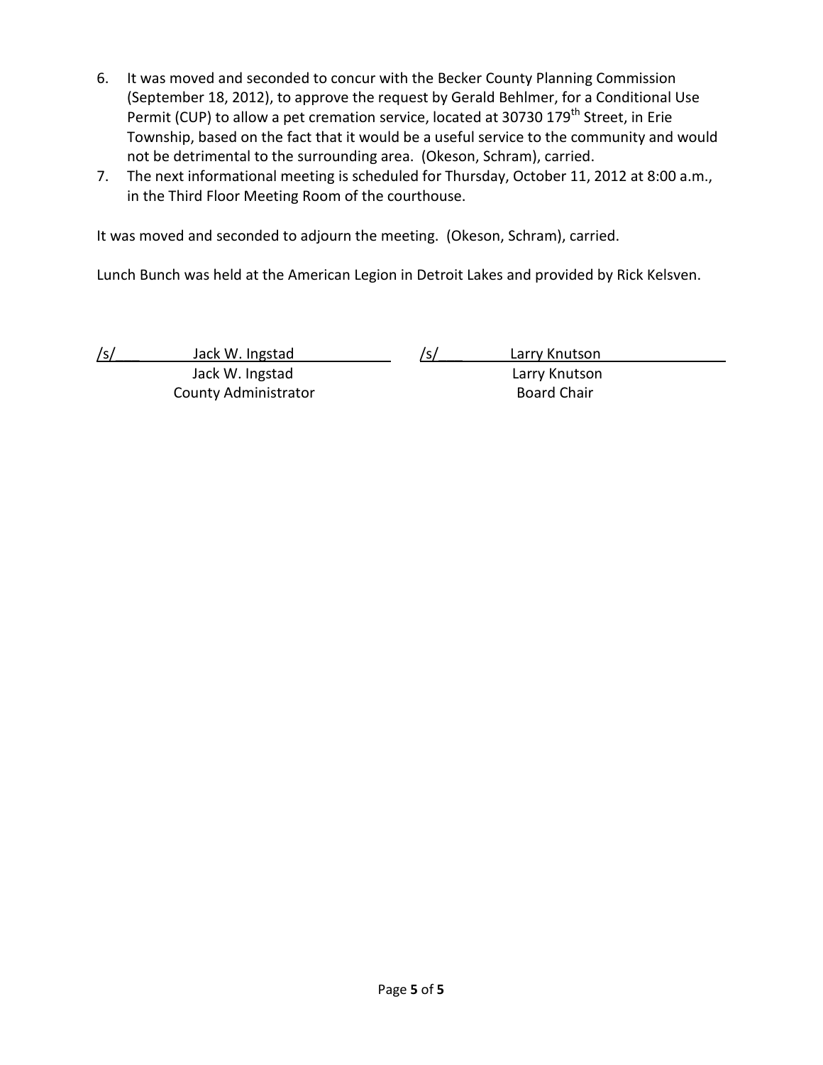6. It was moved and seconded to concur with the Becker County Planning Commission (September 18, 2012), to approve the request by Gerald Behlmer, for a Conditional Use Permit (CUP) to allow a pet cremation service, located at 30730 179th Street, in Erie Township, based on the fact that it would be a useful service to the community and would not be detrimental to the surrounding area. (Okeson, Schram), carried.
7. The next informational meeting is scheduled for Thursday, October 11, 2012 at 8:00 a.m., in the Third Floor Meeting Room of the courthouse.

It was moved and seconded to adjourn the meeting. (Okeson, Schram), carried.

Lunch Bunch was held at the American Legion in Detroit Lakes and provided by Rick Kelsven.

| | |
|---|---|
| /s/___ Jack W. Ingstad | /s/___ Larry Knutson |
| Jack W. Ingstad | Larry Knutson |
| County Administrator | Board Chair |